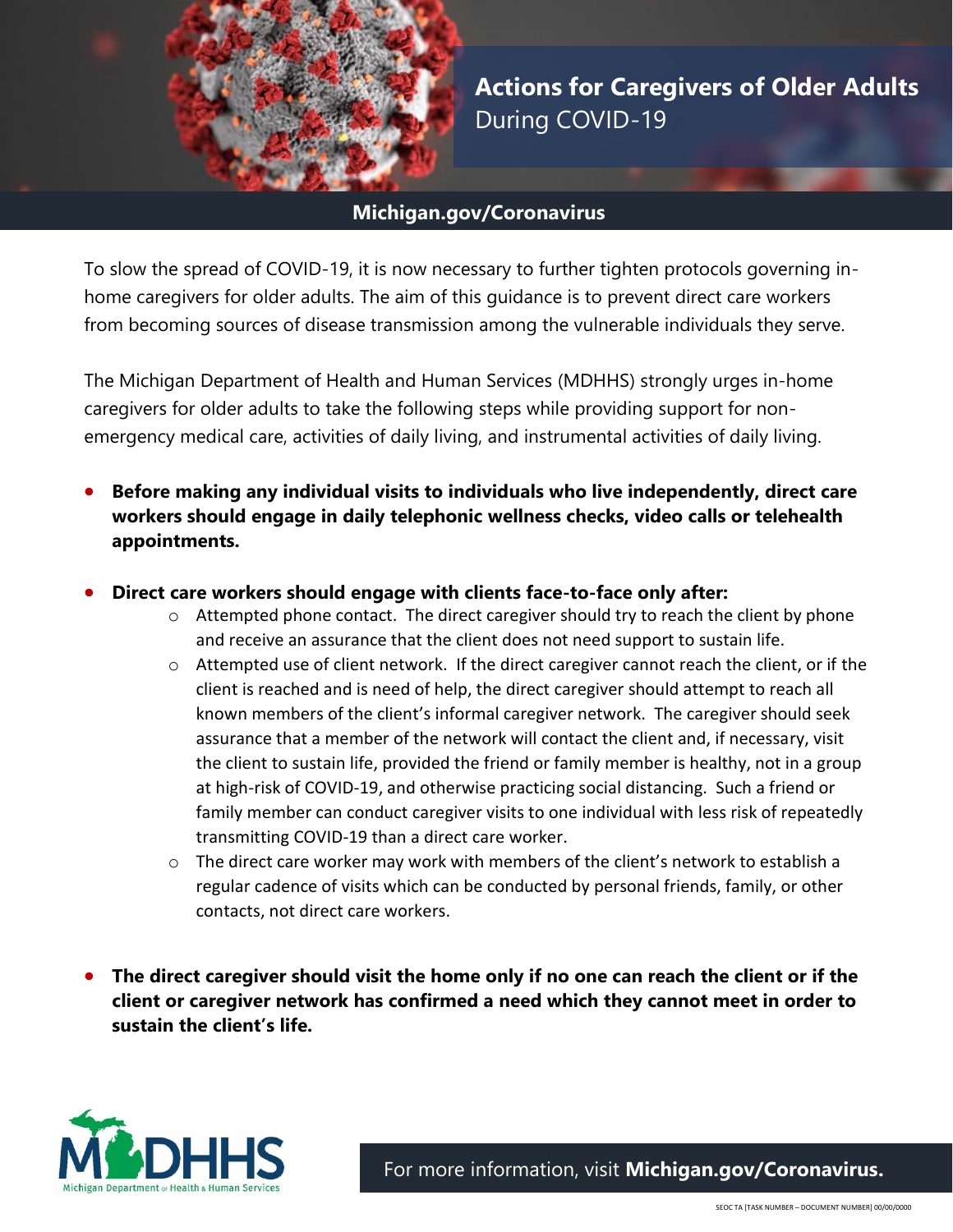# Actions for Caregivers of Older Adults During COVID-19

**Michigan.gov/Coronavirus**

To slow the spread of COVID-19, it is now necessary to further tighten protocols governing in-home caregivers for older adults. The aim of this guidance is to prevent direct care workers from becoming sources of disease transmission among the vulnerable individuals they serve.

The Michigan Department of Health and Human Services (MDHHS) strongly urges in-home caregivers for older adults to take the following steps while providing support for non-emergency medical care, activities of daily living, and instrumental activities of daily living.

- **Before making any individual visits to individuals who live independently, direct care workers should engage in daily telephonic wellness checks, video calls or telehealth appointments.**

- **Direct care workers should engage with clients face-to-face only after:**
  - Attempted phone contact. The direct caregiver should try to reach the client by phone and receive an assurance that the client does not need support to sustain life.
  - Attempted use of client network. If the direct caregiver cannot reach the client, or if the client is reached and is need of help, the direct caregiver should attempt to reach all known members of the client's informal caregiver network. The caregiver should seek assurance that a member of the network will contact the client and, if necessary, visit the client to sustain life, provided the friend or family member is healthy, not in a group at high-risk of COVID-19, and otherwise practicing social distancing. Such a friend or family member can conduct caregiver visits to one individual with less risk of repeatedly transmitting COVID-19 than a direct care worker.
  - The direct care worker may work with members of the client's network to establish a regular cadence of visits which can be conducted by personal friends, family, or other contacts, not direct care workers.

- **The direct caregiver should visit the home only if no one can reach the client or if the client or caregiver network has confirmed a need which they cannot meet in order to sustain the client's life.**

MDHHS Michigan Department of Health & Human Services

For more information, visit **Michigan.gov/Coronavirus.**

SEOC TA [TASK NUMBER – DOCUMENT NUMBER] 00/00/0000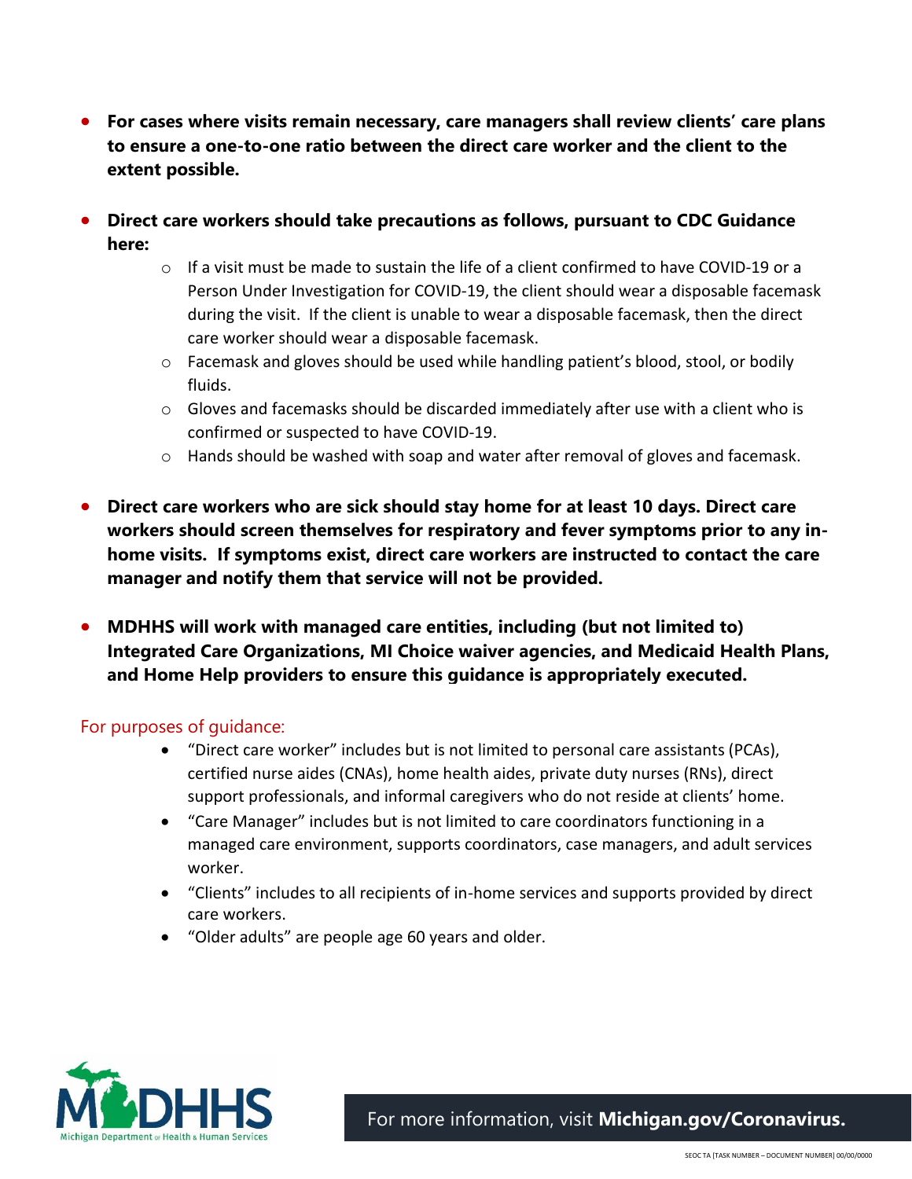- **For cases where visits remain necessary, care managers shall review clients' care plans to ensure a one-to-one ratio between the direct care worker and the client to the extent possible.**

- **Direct care workers should take precautions as follows, pursuant to CDC Guidance here:**
    - If a visit must be made to sustain the life of a client confirmed to have COVID-19 or a Person Under Investigation for COVID-19, the client should wear a disposable facemask during the visit. If the client is unable to wear a disposable facemask, then the direct care worker should wear a disposable facemask.
    - Facemask and gloves should be used while handling patient's blood, stool, or bodily fluids.
    - Gloves and facemasks should be discarded immediately after use with a client who is confirmed or suspected to have COVID-19.
    - Hands should be washed with soap and water after removal of gloves and facemask.

- **Direct care workers who are sick should stay home for at least 10 days. Direct care workers should screen themselves for respiratory and fever symptoms prior to any in-home visits. If symptoms exist, direct care workers are instructed to contact the care manager and notify them that service will not be provided.**

- **MDHHS will work with managed care entities, including (but not limited to) Integrated Care Organizations, MI Choice waiver agencies, and Medicaid Health Plans, and Home Help providers to ensure this guidance is appropriately executed.**

For purposes of guidance:

- "Direct care worker" includes but is not limited to personal care assistants (PCAs), certified nurse aides (CNAs), home health aides, private duty nurses (RNs), direct support professionals, and informal caregivers who do not reside at clients' home.
- "Care Manager" includes but is not limited to care coordinators functioning in a managed care environment, supports coordinators, case managers, and adult services worker.
- "Clients" includes to all recipients of in-home services and supports provided by direct care workers.
- "Older adults" are people age 60 years and older.

For more information, visit **Michigan.gov/Coronavirus.**